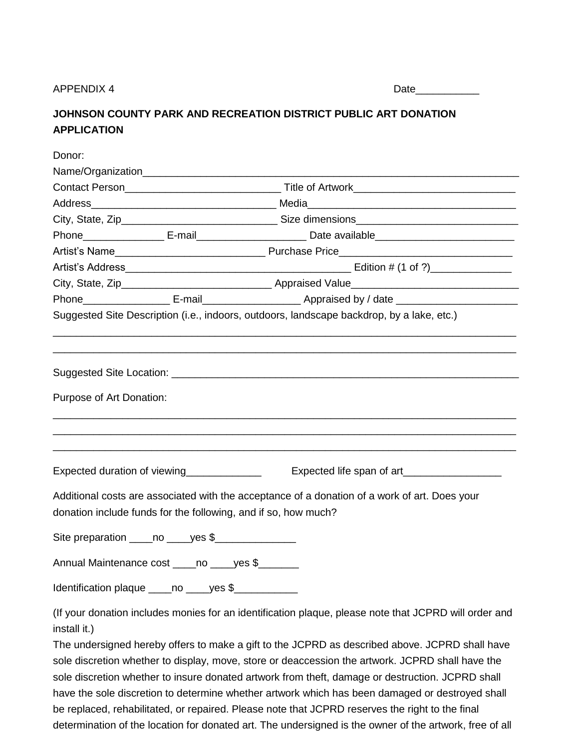APPENDIX 4 Date___________

**JOHNSON COUNTY PARK AND RECREATION DISTRICT PUBLIC ART DONATION APPLICATION**

Donor:

Name/Organization____________________________________________________________________

Contact Person___________________________ Title of Artwork____________________________

Address________________________________ Media____________________________________

City, State, Zip___________________________ Size dimensions____________________________

Phone______________ E-mail__________________ Date available________________________

Artist's Name_________________________ Purchase Price_____________________________

Artist's Address_______________________________________ Edition # (1 of ?)______________

City, State, Zip__________________________ Appraised Value_____________________________

Phone_______________ E-mail________________ Appraised by / date _____________________

Suggested Site Description (i.e., indoors, outdoors, landscape backdrop, by a lake, etc.)

_____________________________________________________________________________________

_____________________________________________________________________________________

Suggested Site Location: ______________________________________________________________

Purpose of Art Donation:

_____________________________________________________________________________________

_____________________________________________________________________________________

_____________________________________________________________________________________

Expected duration of viewing_____________ Expected life span of art_________________

Additional costs are associated with the acceptance of a donation of a work of art. Does your donation include funds for the following, and if so, how much?

Site preparation ____no ____yes $______________

Annual Maintenance cost ____no ____yes $_______

Identification plaque ____no ____yes $___________

(If your donation includes monies for an identification plaque, please note that JCPRD will order and install it.)

The undersigned hereby offers to make a gift to the JCPRD as described above. JCPRD shall have sole discretion whether to display, move, store or deaccession the artwork. JCPRD shall have the sole discretion whether to insure donated artwork from theft, damage or destruction. JCPRD shall have the sole discretion to determine whether artwork which has been damaged or destroyed shall be replaced, rehabilitated, or repaired. Please note that JCPRD reserves the right to the final determination of the location for donated art. The undersigned is the owner of the artwork, free of all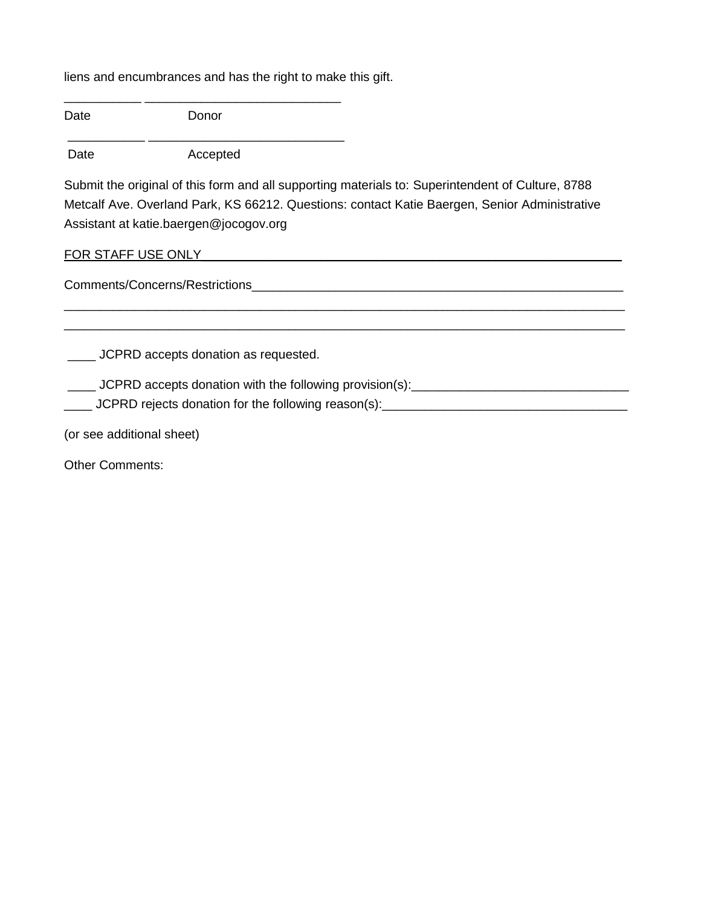liens and encumbrances and has the right to make this gift.

___________ ____________________________

Date                    Donor

___________ ____________________________

Date                    Accepted

Submit the original of this form and all supporting materials to: Superintendent of Culture, 8788 Metcalf Ave. Overland Park, KS 66212. Questions: contact Katie Baergen, Senior Administrative Assistant at katie.baergen@jocogov.org

FOR STAFF USE ONLY

Comments/Concerns/Restrictions_______________________________________________________

_________________________________________________________________________________

_________________________________________________________________________________

____ JCPRD accepts donation as requested.

____ JCPRD accepts donation with the following provision(s):_______________________________

____ JCPRD rejects donation for the following reason(s):__________________________________

(or see additional sheet)

Other Comments: